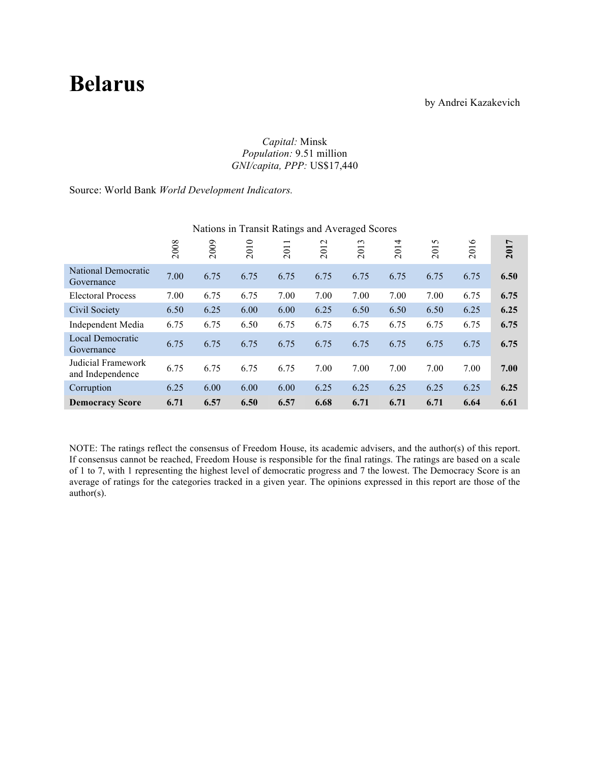# Belarus

by Andrei Kazakevich

*Capital:* Minsk
*Population:* 9.51 million
*GNI/capita, PPP:* US$17,440

Source: World Bank *World Development Indicators.*

Nations in Transit Ratings and Averaged Scores

| | 2008 | 2009 | 2010 | 2011 | 2012 | 2013 | 2014 | 2015 | 2016 | **2017** |
|---|---|---|---|---|---|---|---|---|---|---|
| National Democratic Governance | 7.00 | 6.75 | 6.75 | 6.75 | 6.75 | 6.75 | 6.75 | 6.75 | 6.75 | **6.50** |
| Electoral Process | 7.00 | 6.75 | 6.75 | 7.00 | 7.00 | 7.00 | 7.00 | 7.00 | 6.75 | **6.75** |
| Civil Society | 6.50 | 6.25 | 6.00 | 6.00 | 6.25 | 6.50 | 6.50 | 6.50 | 6.25 | **6.25** |
| Independent Media | 6.75 | 6.75 | 6.50 | 6.75 | 6.75 | 6.75 | 6.75 | 6.75 | 6.75 | **6.75** |
| Local Democratic Governance | 6.75 | 6.75 | 6.75 | 6.75 | 6.75 | 6.75 | 6.75 | 6.75 | 6.75 | **6.75** |
| Judicial Framework and Independence | 6.75 | 6.75 | 6.75 | 6.75 | 7.00 | 7.00 | 7.00 | 7.00 | 7.00 | **7.00** |
| Corruption | 6.25 | 6.00 | 6.00 | 6.00 | 6.25 | 6.25 | 6.25 | 6.25 | 6.25 | **6.25** |
| **Democracy Score** | **6.71** | **6.57** | **6.50** | **6.57** | **6.68** | **6.71** | **6.71** | **6.71** | **6.64** | **6.61** |

NOTE: The ratings reflect the consensus of Freedom House, its academic advisers, and the author(s) of this report. If consensus cannot be reached, Freedom House is responsible for the final ratings. The ratings are based on a scale of 1 to 7, with 1 representing the highest level of democratic progress and 7 the lowest. The Democracy Score is an average of ratings for the categories tracked in a given year. The opinions expressed in this report are those of the author(s).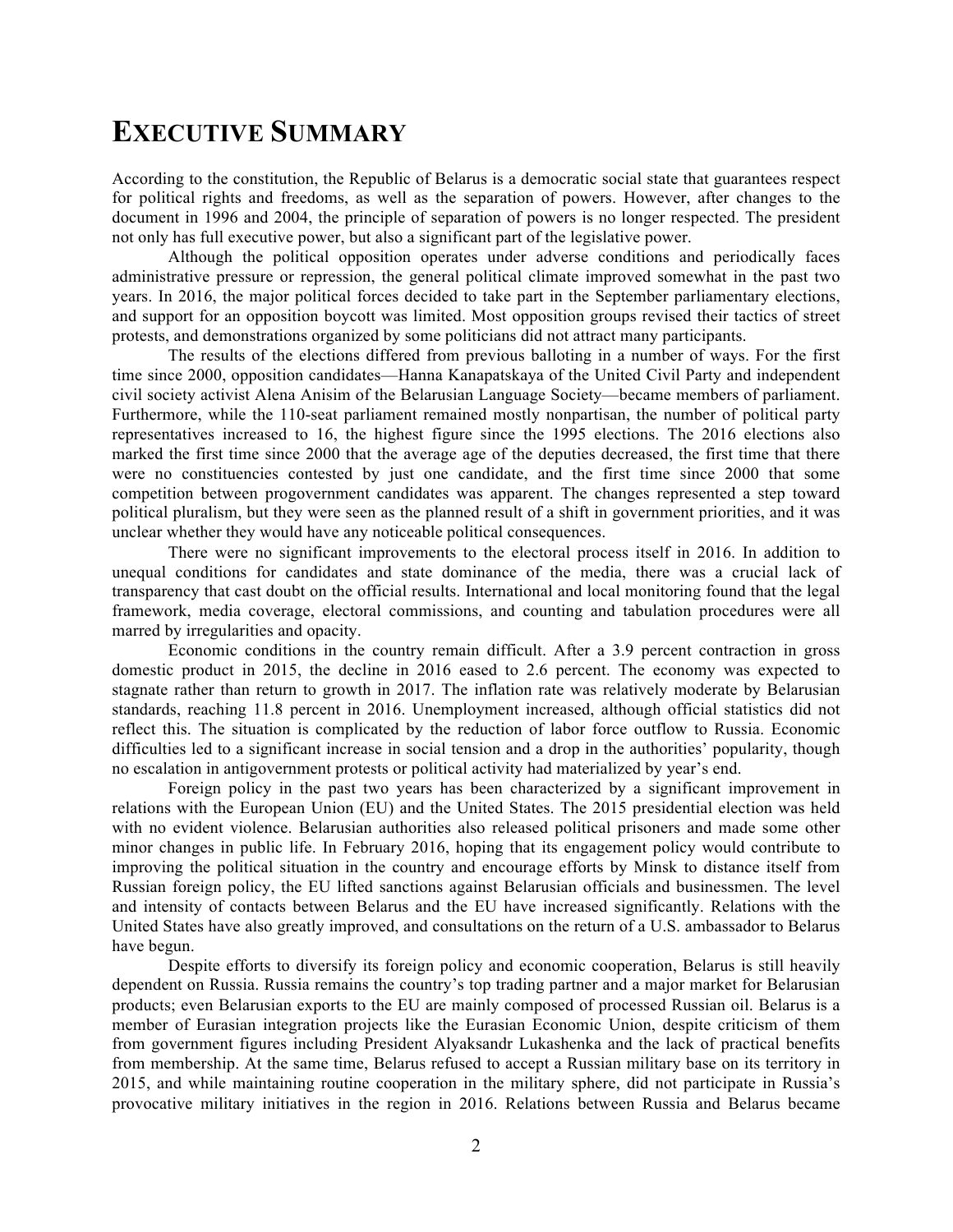# EXECUTIVE SUMMARY

According to the constitution, the Republic of Belarus is a democratic social state that guarantees respect for political rights and freedoms, as well as the separation of powers. However, after changes to the document in 1996 and 2004, the principle of separation of powers is no longer respected. The president not only has full executive power, but also a significant part of the legislative power.

Although the political opposition operates under adverse conditions and periodically faces administrative pressure or repression, the general political climate improved somewhat in the past two years. In 2016, the major political forces decided to take part in the September parliamentary elections, and support for an opposition boycott was limited. Most opposition groups revised their tactics of street protests, and demonstrations organized by some politicians did not attract many participants.

The results of the elections differed from previous balloting in a number of ways. For the first time since 2000, opposition candidates—Hanna Kanapatskaya of the United Civil Party and independent civil society activist Alena Anisim of the Belarusian Language Society—became members of parliament. Furthermore, while the 110-seat parliament remained mostly nonpartisan, the number of political party representatives increased to 16, the highest figure since the 1995 elections. The 2016 elections also marked the first time since 2000 that the average age of the deputies decreased, the first time that there were no constituencies contested by just one candidate, and the first time since 2000 that some competition between progovernment candidates was apparent. The changes represented a step toward political pluralism, but they were seen as the planned result of a shift in government priorities, and it was unclear whether they would have any noticeable political consequences.

There were no significant improvements to the electoral process itself in 2016. In addition to unequal conditions for candidates and state dominance of the media, there was a crucial lack of transparency that cast doubt on the official results. International and local monitoring found that the legal framework, media coverage, electoral commissions, and counting and tabulation procedures were all marred by irregularities and opacity.

Economic conditions in the country remain difficult. After a 3.9 percent contraction in gross domestic product in 2015, the decline in 2016 eased to 2.6 percent. The economy was expected to stagnate rather than return to growth in 2017. The inflation rate was relatively moderate by Belarusian standards, reaching 11.8 percent in 2016. Unemployment increased, although official statistics did not reflect this. The situation is complicated by the reduction of labor force outflow to Russia. Economic difficulties led to a significant increase in social tension and a drop in the authorities' popularity, though no escalation in antigovernment protests or political activity had materialized by year's end.

Foreign policy in the past two years has been characterized by a significant improvement in relations with the European Union (EU) and the United States. The 2015 presidential election was held with no evident violence. Belarusian authorities also released political prisoners and made some other minor changes in public life. In February 2016, hoping that its engagement policy would contribute to improving the political situation in the country and encourage efforts by Minsk to distance itself from Russian foreign policy, the EU lifted sanctions against Belarusian officials and businessmen. The level and intensity of contacts between Belarus and the EU have increased significantly. Relations with the United States have also greatly improved, and consultations on the return of a U.S. ambassador to Belarus have begun.

Despite efforts to diversify its foreign policy and economic cooperation, Belarus is still heavily dependent on Russia. Russia remains the country's top trading partner and a major market for Belarusian products; even Belarusian exports to the EU are mainly composed of processed Russian oil. Belarus is a member of Eurasian integration projects like the Eurasian Economic Union, despite criticism of them from government figures including President Alyaksandr Lukashenka and the lack of practical benefits from membership. At the same time, Belarus refused to accept a Russian military base on its territory in 2015, and while maintaining routine cooperation in the military sphere, did not participate in Russia's provocative military initiatives in the region in 2016. Relations between Russia and Belarus became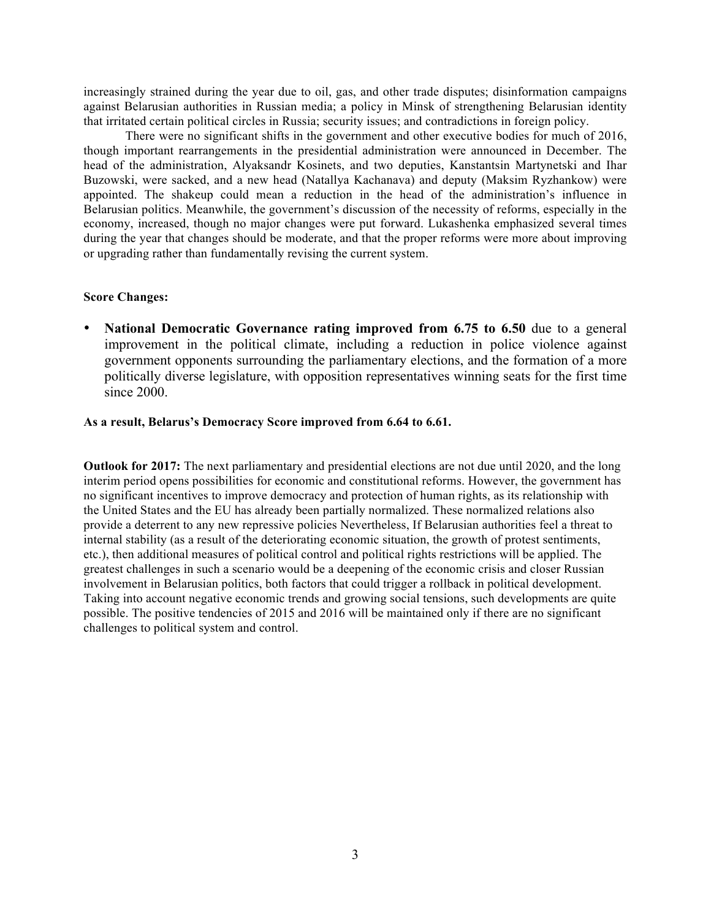increasingly strained during the year due to oil, gas, and other trade disputes; disinformation campaigns against Belarusian authorities in Russian media; a policy in Minsk of strengthening Belarusian identity that irritated certain political circles in Russia; security issues; and contradictions in foreign policy.

There were no significant shifts in the government and other executive bodies for much of 2016, though important rearrangements in the presidential administration were announced in December. The head of the administration, Alyaksandr Kosinets, and two deputies, Kanstantsin Martynetski and Ihar Buzowski, were sacked, and a new head (Natallya Kachanava) and deputy (Maksim Ryzhankow) were appointed. The shakeup could mean a reduction in the head of the administration's influence in Belarusian politics. Meanwhile, the government's discussion of the necessity of reforms, especially in the economy, increased, though no major changes were put forward. Lukashenka emphasized several times during the year that changes should be moderate, and that the proper reforms were more about improving or upgrading rather than fundamentally revising the current system.

**Score Changes:**

- **National Democratic Governance rating improved from 6.75 to 6.50** due to a general improvement in the political climate, including a reduction in police violence against government opponents surrounding the parliamentary elections, and the formation of a more politically diverse legislature, with opposition representatives winning seats for the first time since 2000.

**As a result, Belarus's Democracy Score improved from 6.64 to 6.61.**

**Outlook for 2017:** The next parliamentary and presidential elections are not due until 2020, and the long interim period opens possibilities for economic and constitutional reforms. However, the government has no significant incentives to improve democracy and protection of human rights, as its relationship with the United States and the EU has already been partially normalized. These normalized relations also provide a deterrent to any new repressive policies Nevertheless, If Belarusian authorities feel a threat to internal stability (as a result of the deteriorating economic situation, the growth of protest sentiments, etc.), then additional measures of political control and political rights restrictions will be applied. The greatest challenges in such a scenario would be a deepening of the economic crisis and closer Russian involvement in Belarusian politics, both factors that could trigger a rollback in political development. Taking into account negative economic trends and growing social tensions, such developments are quite possible. The positive tendencies of 2015 and 2016 will be maintained only if there are no significant challenges to political system and control.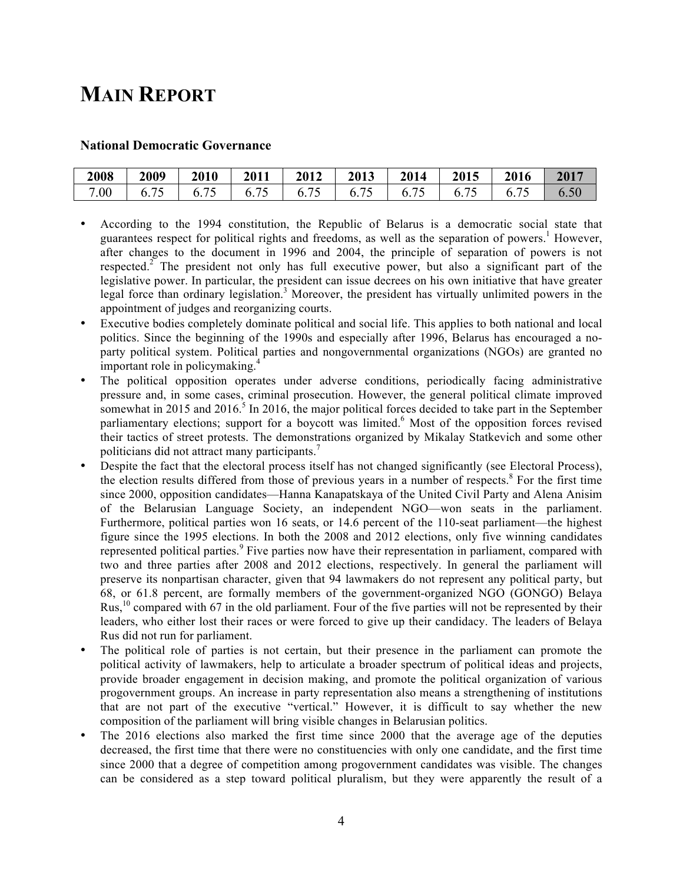# MAIN REPORT

### National Democratic Governance

| 2008 | 2009 | 2010 | 2011 | 2012 | 2013 | 2014 | 2015 | 2016 | 2017 |
|---|---|---|---|---|---|---|---|---|---|
| 7.00 | 6.75 | 6.75 | 6.75 | 6.75 | 6.75 | 6.75 | 6.75 | 6.75 | 6.50 |

- According to the 1994 constitution, the Republic of Belarus is a democratic social state that guarantees respect for political rights and freedoms, as well as the separation of powers.[1] However, after changes to the document in 1996 and 2004, the principle of separation of powers is not respected.[2] The president not only has full executive power, but also a significant part of the legislative power. In particular, the president can issue decrees on his own initiative that have greater legal force than ordinary legislation.[3] Moreover, the president has virtually unlimited powers in the appointment of judges and reorganizing courts.
- Executive bodies completely dominate political and social life. This applies to both national and local politics. Since the beginning of the 1990s and especially after 1996, Belarus has encouraged a no-party political system. Political parties and nongovernmental organizations (NGOs) are granted no important role in policymaking.[4]
- The political opposition operates under adverse conditions, periodically facing administrative pressure and, in some cases, criminal prosecution. However, the general political climate improved somewhat in 2015 and 2016.[5] In 2016, the major political forces decided to take part in the September parliamentary elections; support for a boycott was limited.[6] Most of the opposition forces revised their tactics of street protests. The demonstrations organized by Mikalay Statkevich and some other politicians did not attract many participants.[7]
- Despite the fact that the electoral process itself has not changed significantly (see Electoral Process), the election results differed from those of previous years in a number of respects.[8] For the first time since 2000, opposition candidates—Hanna Kanapatskaya of the United Civil Party and Alena Anisim of the Belarusian Language Society, an independent NGO—won seats in the parliament. Furthermore, political parties won 16 seats, or 14.6 percent of the 110-seat parliament—the highest figure since the 1995 elections. In both the 2008 and 2012 elections, only five winning candidates represented political parties.[9] Five parties now have their representation in parliament, compared with two and three parties after 2008 and 2012 elections, respectively. In general the parliament will preserve its nonpartisan character, given that 94 lawmakers do not represent any political party, but 68, or 61.8 percent, are formally members of the government-organized NGO (GONGO) Belaya Rus,[10] compared with 67 in the old parliament. Four of the five parties will not be represented by their leaders, who either lost their races or were forced to give up their candidacy. The leaders of Belaya Rus did not run for parliament.
- The political role of parties is not certain, but their presence in the parliament can promote the political activity of lawmakers, help to articulate a broader spectrum of political ideas and projects, provide broader engagement in decision making, and promote the political organization of various progovernment groups. An increase in party representation also means a strengthening of institutions that are not part of the executive "vertical." However, it is difficult to say whether the new composition of the parliament will bring visible changes in Belarusian politics.
- The 2016 elections also marked the first time since 2000 that the average age of the deputies decreased, the first time that there were no constituencies with only one candidate, and the first time since 2000 that a degree of competition among progovernment candidates was visible. The changes can be considered as a step toward political pluralism, but they were apparently the result of a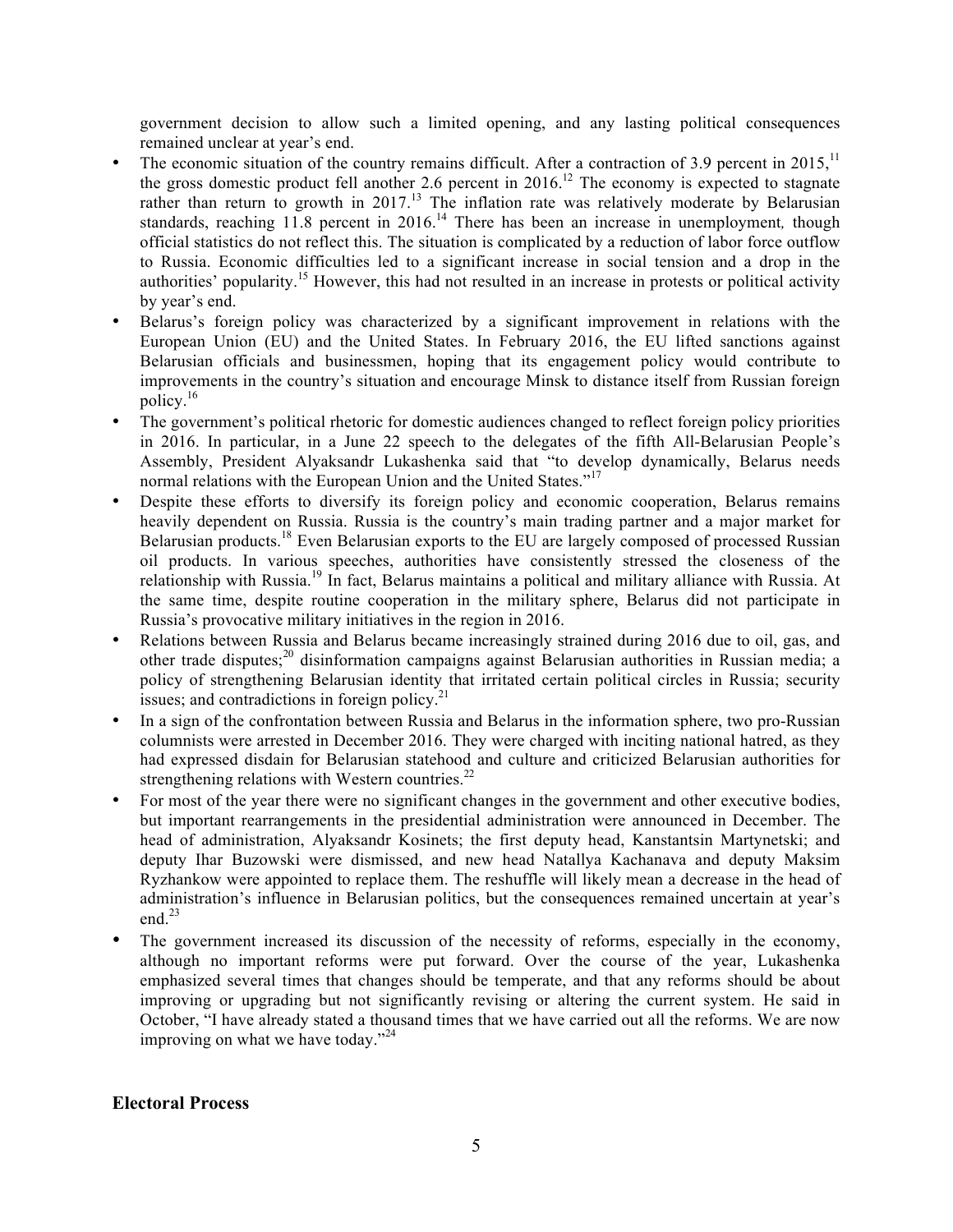government decision to allow such a limited opening, and any lasting political consequences remained unclear at year's end.

- The economic situation of the country remains difficult. After a contraction of 3.9 percent in 2015,[11] the gross domestic product fell another 2.6 percent in 2016.[12] The economy is expected to stagnate rather than return to growth in 2017.[13] The inflation rate was relatively moderate by Belarusian standards, reaching 11.8 percent in 2016.[14] There has been an increase in unemployment, though official statistics do not reflect this. The situation is complicated by a reduction of labor force outflow to Russia. Economic difficulties led to a significant increase in social tension and a drop in the authorities' popularity.[15] However, this had not resulted in an increase in protests or political activity by year's end.
- Belarus's foreign policy was characterized by a significant improvement in relations with the European Union (EU) and the United States. In February 2016, the EU lifted sanctions against Belarusian officials and businessmen, hoping that its engagement policy would contribute to improvements in the country's situation and encourage Minsk to distance itself from Russian foreign policy.[16]
- The government's political rhetoric for domestic audiences changed to reflect foreign policy priorities in 2016. In particular, in a June 22 speech to the delegates of the fifth All-Belarusian People's Assembly, President Alyaksandr Lukashenka said that "to develop dynamically, Belarus needs normal relations with the European Union and the United States."[17]
- Despite these efforts to diversify its foreign policy and economic cooperation, Belarus remains heavily dependent on Russia. Russia is the country's main trading partner and a major market for Belarusian products.[18] Even Belarusian exports to the EU are largely composed of processed Russian oil products. In various speeches, authorities have consistently stressed the closeness of the relationship with Russia.[19] In fact, Belarus maintains a political and military alliance with Russia. At the same time, despite routine cooperation in the military sphere, Belarus did not participate in Russia's provocative military initiatives in the region in 2016.
- Relations between Russia and Belarus became increasingly strained during 2016 due to oil, gas, and other trade disputes;[20] disinformation campaigns against Belarusian authorities in Russian media; a policy of strengthening Belarusian identity that irritated certain political circles in Russia; security issues; and contradictions in foreign policy.[21]
- In a sign of the confrontation between Russia and Belarus in the information sphere, two pro-Russian columnists were arrested in December 2016. They were charged with inciting national hatred, as they had expressed disdain for Belarusian statehood and culture and criticized Belarusian authorities for strengthening relations with Western countries.[22]
- For most of the year there were no significant changes in the government and other executive bodies, but important rearrangements in the presidential administration were announced in December. The head of administration, Alyaksandr Kosinets; the first deputy head, Kanstantsin Martynetski; and deputy Ihar Buzowski were dismissed, and new head Natallya Kachanava and deputy Maksim Ryzhankow were appointed to replace them. The reshuffle will likely mean a decrease in the head of administration's influence in Belarusian politics, but the consequences remained uncertain at year's end.[23]
- The government increased its discussion of the necessity of reforms, especially in the economy, although no important reforms were put forward. Over the course of the year, Lukashenka emphasized several times that changes should be temperate, and that any reforms should be about improving or upgrading but not significantly revising or altering the current system. He said in October, "I have already stated a thousand times that we have carried out all the reforms. We are now improving on what we have today."[24]

## Electoral Process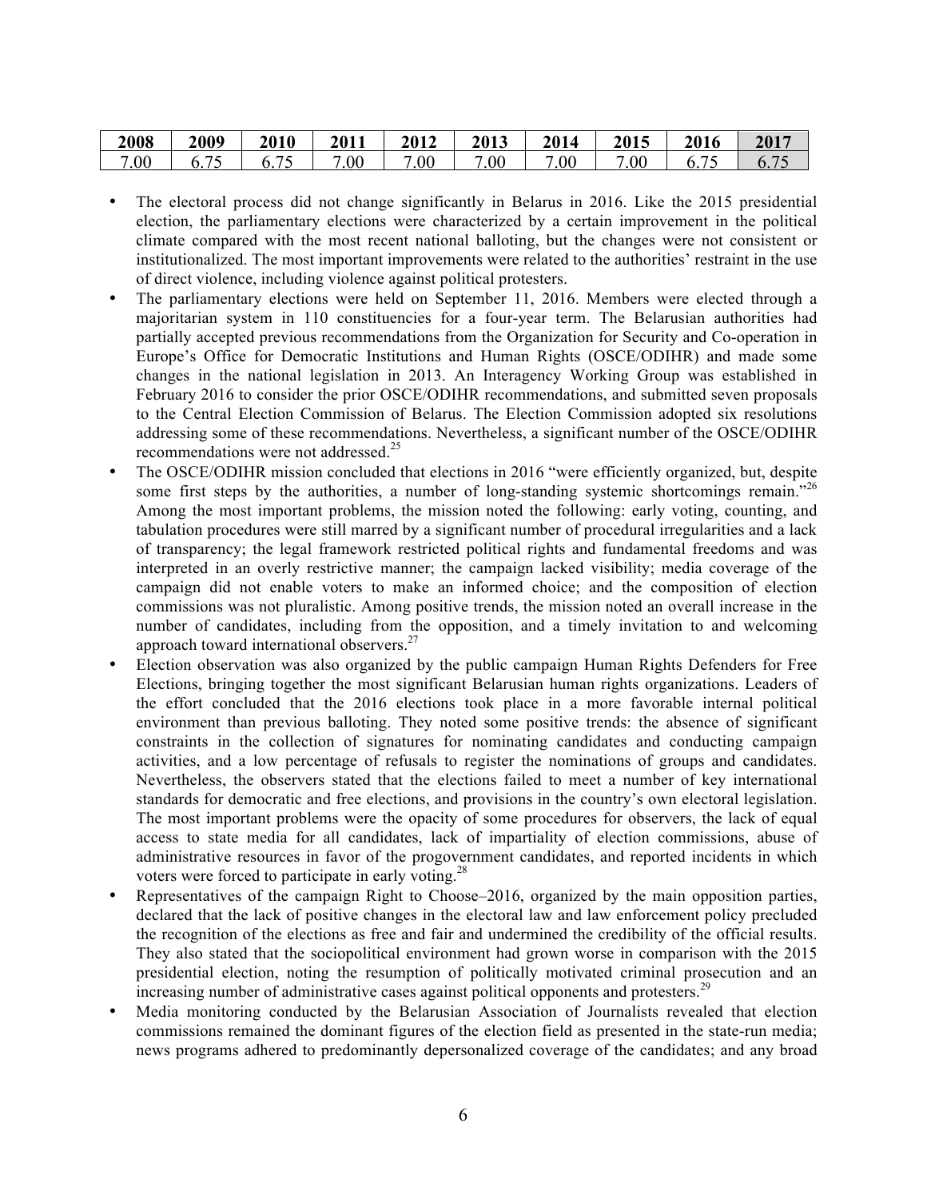| 2008 | 2009 | 2010 | 2011 | 2012 | 2013 | 2014 | 2015 | 2016 | 2017 |
|---|---|---|---|---|---|---|---|---|---|
| 7.00 | 6.75 | 6.75 | 7.00 | 7.00 | 7.00 | 7.00 | 7.00 | 6.75 | 6.75 |

- The electoral process did not change significantly in Belarus in 2016. Like the 2015 presidential election, the parliamentary elections were characterized by a certain improvement in the political climate compared with the most recent national balloting, but the changes were not consistent or institutionalized. The most important improvements were related to the authorities' restraint in the use of direct violence, including violence against political protesters.
- The parliamentary elections were held on September 11, 2016. Members were elected through a majoritarian system in 110 constituencies for a four-year term. The Belarusian authorities had partially accepted previous recommendations from the Organization for Security and Co-operation in Europe's Office for Democratic Institutions and Human Rights (OSCE/ODIHR) and made some changes in the national legislation in 2013. An Interagency Working Group was established in February 2016 to consider the prior OSCE/ODIHR recommendations, and submitted seven proposals to the Central Election Commission of Belarus. The Election Commission adopted six resolutions addressing some of these recommendations. Nevertheless, a significant number of the OSCE/ODIHR recommendations were not addressed.[25]
- The OSCE/ODIHR mission concluded that elections in 2016 "were efficiently organized, but, despite some first steps by the authorities, a number of long-standing systemic shortcomings remain."[26] Among the most important problems, the mission noted the following: early voting, counting, and tabulation procedures were still marred by a significant number of procedural irregularities and a lack of transparency; the legal framework restricted political rights and fundamental freedoms and was interpreted in an overly restrictive manner; the campaign lacked visibility; media coverage of the campaign did not enable voters to make an informed choice; and the composition of election commissions was not pluralistic. Among positive trends, the mission noted an overall increase in the number of candidates, including from the opposition, and a timely invitation to and welcoming approach toward international observers.[27]
- Election observation was also organized by the public campaign Human Rights Defenders for Free Elections, bringing together the most significant Belarusian human rights organizations. Leaders of the effort concluded that the 2016 elections took place in a more favorable internal political environment than previous balloting. They noted some positive trends: the absence of significant constraints in the collection of signatures for nominating candidates and conducting campaign activities, and a low percentage of refusals to register the nominations of groups and candidates. Nevertheless, the observers stated that the elections failed to meet a number of key international standards for democratic and free elections, and provisions in the country's own electoral legislation. The most important problems were the opacity of some procedures for observers, the lack of equal access to state media for all candidates, lack of impartiality of election commissions, abuse of administrative resources in favor of the progovernment candidates, and reported incidents in which voters were forced to participate in early voting.[28]
- Representatives of the campaign Right to Choose–2016, organized by the main opposition parties, declared that the lack of positive changes in the electoral law and law enforcement policy precluded the recognition of the elections as free and fair and undermined the credibility of the official results. They also stated that the sociopolitical environment had grown worse in comparison with the 2015 presidential election, noting the resumption of politically motivated criminal prosecution and an increasing number of administrative cases against political opponents and protesters.[29]
- Media monitoring conducted by the Belarusian Association of Journalists revealed that election commissions remained the dominant figures of the election field as presented in the state-run media; news programs adhered to predominantly depersonalized coverage of the candidates; and any broad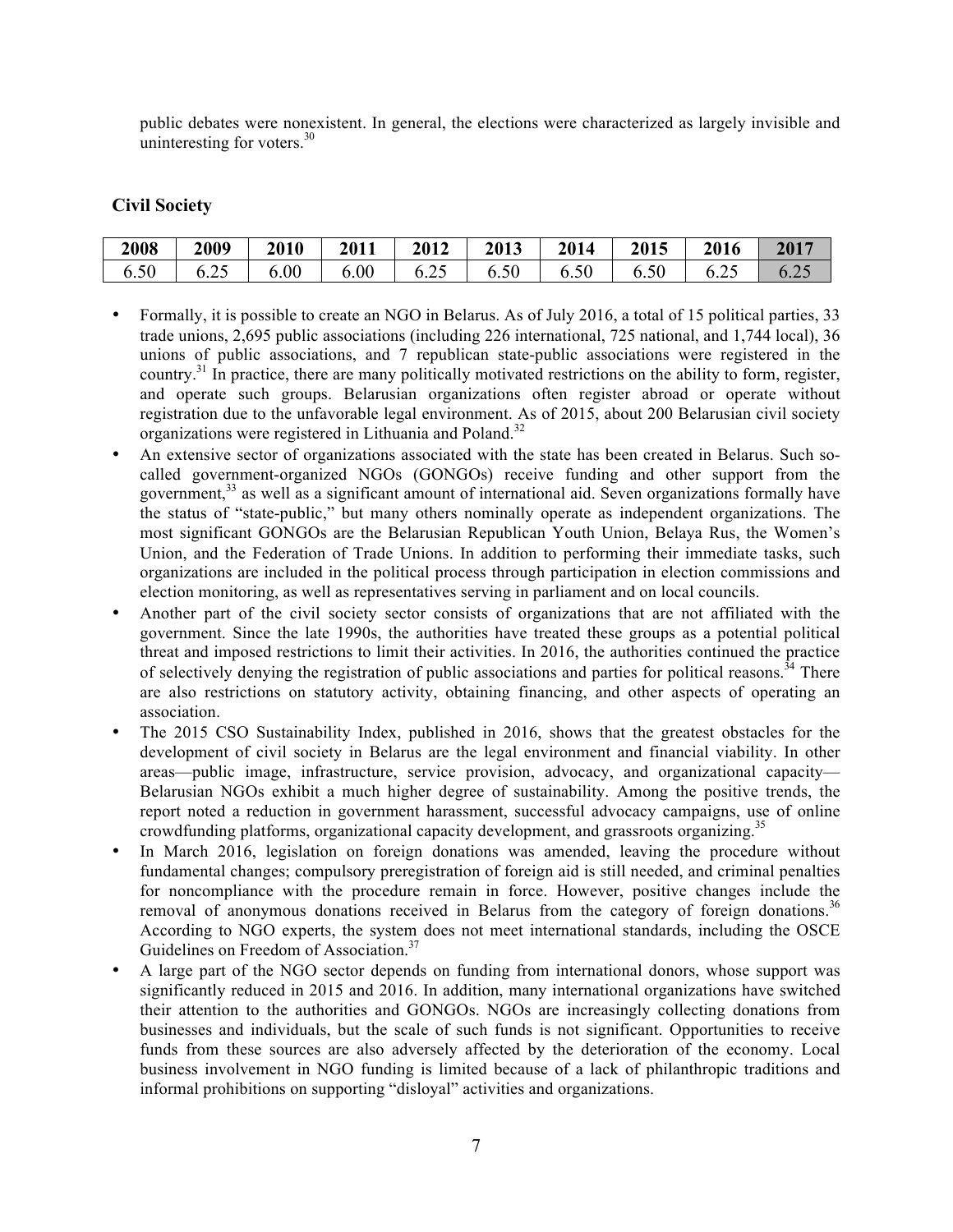public debates were nonexistent. In general, the elections were characterized as largely invisible and uninteresting for voters.[30]

## Civil Society

| 2008 | 2009 | 2010 | 2011 | 2012 | 2013 | 2014 | 2015 | 2016 | 2017 |
|---|---|---|---|---|---|---|---|---|---|
| 6.50 | 6.25 | 6.00 | 6.00 | 6.25 | 6.50 | 6.50 | 6.50 | 6.25 | 6.25 |

- Formally, it is possible to create an NGO in Belarus. As of July 2016, a total of 15 political parties, 33 trade unions, 2,695 public associations (including 226 international, 725 national, and 1,744 local), 36 unions of public associations, and 7 republican state-public associations were registered in the country.[31] In practice, there are many politically motivated restrictions on the ability to form, register, and operate such groups. Belarusian organizations often register abroad or operate without registration due to the unfavorable legal environment. As of 2015, about 200 Belarusian civil society organizations were registered in Lithuania and Poland.[32]
- An extensive sector of organizations associated with the state has been created in Belarus. Such so-called government-organized NGOs (GONGOs) receive funding and other support from the government,[33] as well as a significant amount of international aid. Seven organizations formally have the status of "state-public," but many others nominally operate as independent organizations. The most significant GONGOs are the Belarusian Republican Youth Union, Belaya Rus, the Women's Union, and the Federation of Trade Unions. In addition to performing their immediate tasks, such organizations are included in the political process through participation in election commissions and election monitoring, as well as representatives serving in parliament and on local councils.
- Another part of the civil society sector consists of organizations that are not affiliated with the government. Since the late 1990s, the authorities have treated these groups as a potential political threat and imposed restrictions to limit their activities. In 2016, the authorities continued the practice of selectively denying the registration of public associations and parties for political reasons.[34] There are also restrictions on statutory activity, obtaining financing, and other aspects of operating an association.
- The 2015 CSO Sustainability Index, published in 2016, shows that the greatest obstacles for the development of civil society in Belarus are the legal environment and financial viability. In other areas—public image, infrastructure, service provision, advocacy, and organizational capacity—Belarusian NGOs exhibit a much higher degree of sustainability. Among the positive trends, the report noted a reduction in government harassment, successful advocacy campaigns, use of online crowdfunding platforms, organizational capacity development, and grassroots organizing.[35]
- In March 2016, legislation on foreign donations was amended, leaving the procedure without fundamental changes; compulsory preregistration of foreign aid is still needed, and criminal penalties for noncompliance with the procedure remain in force. However, positive changes include the removal of anonymous donations received in Belarus from the category of foreign donations.[36] According to NGO experts, the system does not meet international standards, including the OSCE Guidelines on Freedom of Association.[37]
- A large part of the NGO sector depends on funding from international donors, whose support was significantly reduced in 2015 and 2016. In addition, many international organizations have switched their attention to the authorities and GONGOs. NGOs are increasingly collecting donations from businesses and individuals, but the scale of such funds is not significant. Opportunities to receive funds from these sources are also adversely affected by the deterioration of the economy. Local business involvement in NGO funding is limited because of a lack of philanthropic traditions and informal prohibitions on supporting "disloyal" activities and organizations.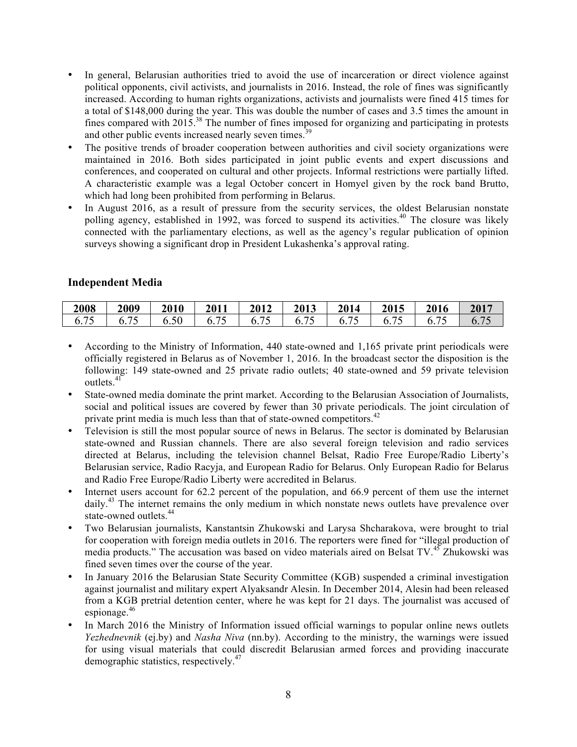- In general, Belarusian authorities tried to avoid the use of incarceration or direct violence against political opponents, civil activists, and journalists in 2016. Instead, the role of fines was significantly increased. According to human rights organizations, activists and journalists were fined 415 times for a total of $148,000 during the year. This was double the number of cases and 3.5 times the amount in fines compared with 2015.[38] The number of fines imposed for organizing and participating in protests and other public events increased nearly seven times.[39]
- The positive trends of broader cooperation between authorities and civil society organizations were maintained in 2016. Both sides participated in joint public events and expert discussions and conferences, and cooperated on cultural and other projects. Informal restrictions were partially lifted. A characteristic example was a legal October concert in Homyel given by the rock band Brutto, which had long been prohibited from performing in Belarus.
- In August 2016, as a result of pressure from the security services, the oldest Belarusian nonstate polling agency, established in 1992, was forced to suspend its activities.[40] The closure was likely connected with the parliamentary elections, as well as the agency's regular publication of opinion surveys showing a significant drop in President Lukashenka's approval rating.

### Independent Media

| 2008 | 2009 | 2010 | 2011 | 2012 | 2013 | 2014 | 2015 | 2016 | 2017 |
|---|---|---|---|---|---|---|---|---|---|
| 6.75 | 6.75 | 6.50 | 6.75 | 6.75 | 6.75 | 6.75 | 6.75 | 6.75 | 6.75 |

- According to the Ministry of Information, 440 state-owned and 1,165 private print periodicals were officially registered in Belarus as of November 1, 2016. In the broadcast sector the disposition is the following: 149 state-owned and 25 private radio outlets; 40 state-owned and 59 private television outlets.[41]
- State-owned media dominate the print market. According to the Belarusian Association of Journalists, social and political issues are covered by fewer than 30 private periodicals. The joint circulation of private print media is much less than that of state-owned competitors.[42]
- Television is still the most popular source of news in Belarus. The sector is dominated by Belarusian state-owned and Russian channels. There are also several foreign television and radio services directed at Belarus, including the television channel Belsat, Radio Free Europe/Radio Liberty's Belarusian service, Radio Racyja, and European Radio for Belarus. Only European Radio for Belarus and Radio Free Europe/Radio Liberty were accredited in Belarus.
- Internet users account for 62.2 percent of the population, and 66.9 percent of them use the internet daily.[43] The internet remains the only medium in which nonstate news outlets have prevalence over state-owned outlets.[44]
- Two Belarusian journalists, Kanstantsin Zhukowski and Larysa Shcharakova, were brought to trial for cooperation with foreign media outlets in 2016. The reporters were fined for "illegal production of media products." The accusation was based on video materials aired on Belsat TV.[45] Zhukowski was fined seven times over the course of the year.
- In January 2016 the Belarusian State Security Committee (KGB) suspended a criminal investigation against journalist and military expert Alyaksandr Alesin. In December 2014, Alesin had been released from a KGB pretrial detention center, where he was kept for 21 days. The journalist was accused of espionage.[46]
- In March 2016 the Ministry of Information issued official warnings to popular online news outlets *Yezhednevnik* (ej.by) and *Nasha Niva* (nn.by). According to the ministry, the warnings were issued for using visual materials that could discredit Belarusian armed forces and providing inaccurate demographic statistics, respectively.[47]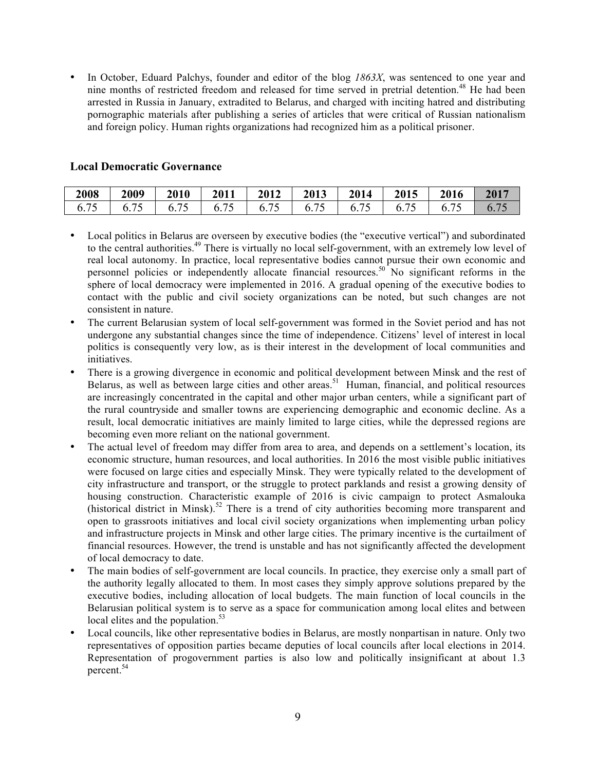- In October, Eduard Palchys, founder and editor of the blog *1863X*, was sentenced to one year and nine months of restricted freedom and released for time served in pretrial detention.[48] He had been arrested in Russia in January, extradited to Belarus, and charged with inciting hatred and distributing pornographic materials after publishing a series of articles that were critical of Russian nationalism and foreign policy. Human rights organizations had recognized him as a political prisoner.

### Local Democratic Governance

| 2008 | 2009 | 2010 | 2011 | 2012 | 2013 | 2014 | 2015 | 2016 | 2017 |
|---|---|---|---|---|---|---|---|---|---|
| 6.75 | 6.75 | 6.75 | 6.75 | 6.75 | 6.75 | 6.75 | 6.75 | 6.75 | 6.75 |

- Local politics in Belarus are overseen by executive bodies (the "executive vertical") and subordinated to the central authorities.[49] There is virtually no local self-government, with an extremely low level of real local autonomy. In practice, local representative bodies cannot pursue their own economic and personnel policies or independently allocate financial resources.[50] No significant reforms in the sphere of local democracy were implemented in 2016. A gradual opening of the executive bodies to contact with the public and civil society organizations can be noted, but such changes are not consistent in nature.
- The current Belarusian system of local self-government was formed in the Soviet period and has not undergone any substantial changes since the time of independence. Citizens' level of interest in local politics is consequently very low, as is their interest in the development of local communities and initiatives.
- There is a growing divergence in economic and political development between Minsk and the rest of Belarus, as well as between large cities and other areas.[51] Human, financial, and political resources are increasingly concentrated in the capital and other major urban centers, while a significant part of the rural countryside and smaller towns are experiencing demographic and economic decline. As a result, local democratic initiatives are mainly limited to large cities, while the depressed regions are becoming even more reliant on the national government.
- The actual level of freedom may differ from area to area, and depends on a settlement's location, its economic structure, human resources, and local authorities. In 2016 the most visible public initiatives were focused on large cities and especially Minsk. They were typically related to the development of city infrastructure and transport, or the struggle to protect parklands and resist a growing density of housing construction. Characteristic example of 2016 is civic campaign to protect Asmalouka (historical district in Minsk).[52] There is a trend of city authorities becoming more transparent and open to grassroots initiatives and local civil society organizations when implementing urban policy and infrastructure projects in Minsk and other large cities. The primary incentive is the curtailment of financial resources. However, the trend is unstable and has not significantly affected the development of local democracy to date.
- The main bodies of self-government are local councils. In practice, they exercise only a small part of the authority legally allocated to them. In most cases they simply approve solutions prepared by the executive bodies, including allocation of local budgets. The main function of local councils in the Belarusian political system is to serve as a space for communication among local elites and between local elites and the population.[53]
- Local councils, like other representative bodies in Belarus, are mostly nonpartisan in nature. Only two representatives of opposition parties became deputies of local councils after local elections in 2014. Representation of progovernment parties is also low and politically insignificant at about 1.3 percent.[54]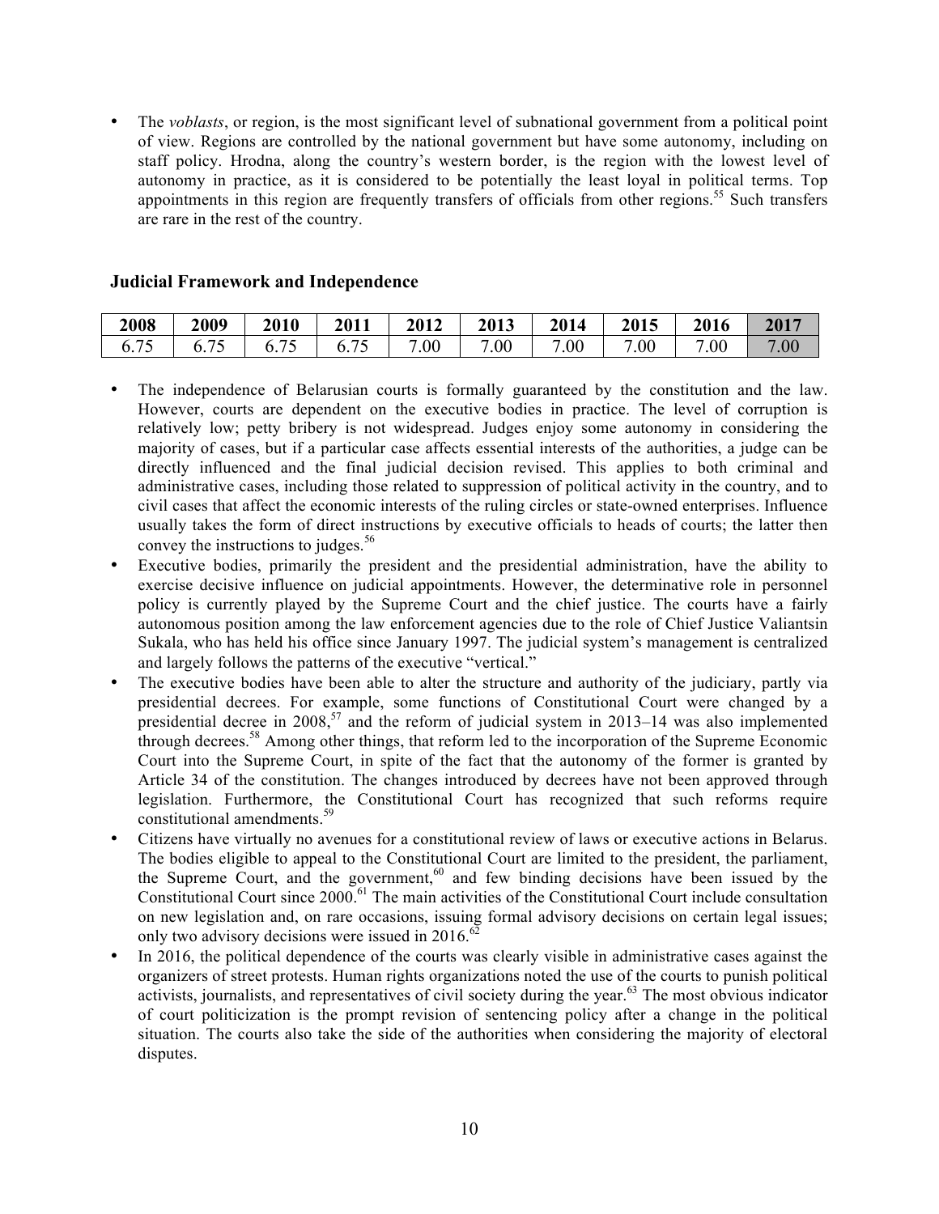- The *voblasts*, or region, is the most significant level of subnational government from a political point of view. Regions are controlled by the national government but have some autonomy, including on staff policy. Hrodna, along the country's western border, is the region with the lowest level of autonomy in practice, as it is considered to be potentially the least loyal in political terms. Top appointments in this region are frequently transfers of officials from other regions.[55] Such transfers are rare in the rest of the country.

### Judicial Framework and Independence

| 2008 | 2009 | 2010 | 2011 | 2012 | 2013 | 2014 | 2015 | 2016 | 2017 |
|---|---|---|---|---|---|---|---|---|---|
| 6.75 | 6.75 | 6.75 | 6.75 | 7.00 | 7.00 | 7.00 | 7.00 | 7.00 | 7.00 |

- The independence of Belarusian courts is formally guaranteed by the constitution and the law. However, courts are dependent on the executive bodies in practice. The level of corruption is relatively low; petty bribery is not widespread. Judges enjoy some autonomy in considering the majority of cases, but if a particular case affects essential interests of the authorities, a judge can be directly influenced and the final judicial decision revised. This applies to both criminal and administrative cases, including those related to suppression of political activity in the country, and to civil cases that affect the economic interests of the ruling circles or state-owned enterprises. Influence usually takes the form of direct instructions by executive officials to heads of courts; the latter then convey the instructions to judges.[56]
- Executive bodies, primarily the president and the presidential administration, have the ability to exercise decisive influence on judicial appointments. However, the determinative role in personnel policy is currently played by the Supreme Court and the chief justice. The courts have a fairly autonomous position among the law enforcement agencies due to the role of Chief Justice Valiantsin Sukala, who has held his office since January 1997. The judicial system's management is centralized and largely follows the patterns of the executive "vertical."
- The executive bodies have been able to alter the structure and authority of the judiciary, partly via presidential decrees. For example, some functions of Constitutional Court were changed by a presidential decree in 2008,[57] and the reform of judicial system in 2013–14 was also implemented through decrees.[58] Among other things, that reform led to the incorporation of the Supreme Economic Court into the Supreme Court, in spite of the fact that the autonomy of the former is granted by Article 34 of the constitution. The changes introduced by decrees have not been approved through legislation. Furthermore, the Constitutional Court has recognized that such reforms require constitutional amendments.[59]
- Citizens have virtually no avenues for a constitutional review of laws or executive actions in Belarus. The bodies eligible to appeal to the Constitutional Court are limited to the president, the parliament, the Supreme Court, and the government,[60] and few binding decisions have been issued by the Constitutional Court since 2000.[61] The main activities of the Constitutional Court include consultation on new legislation and, on rare occasions, issuing formal advisory decisions on certain legal issues; only two advisory decisions were issued in 2016.[62]
- In 2016, the political dependence of the courts was clearly visible in administrative cases against the organizers of street protests. Human rights organizations noted the use of the courts to punish political activists, journalists, and representatives of civil society during the year.[63] The most obvious indicator of court politicization is the prompt revision of sentencing policy after a change in the political situation. The courts also take the side of the authorities when considering the majority of electoral disputes.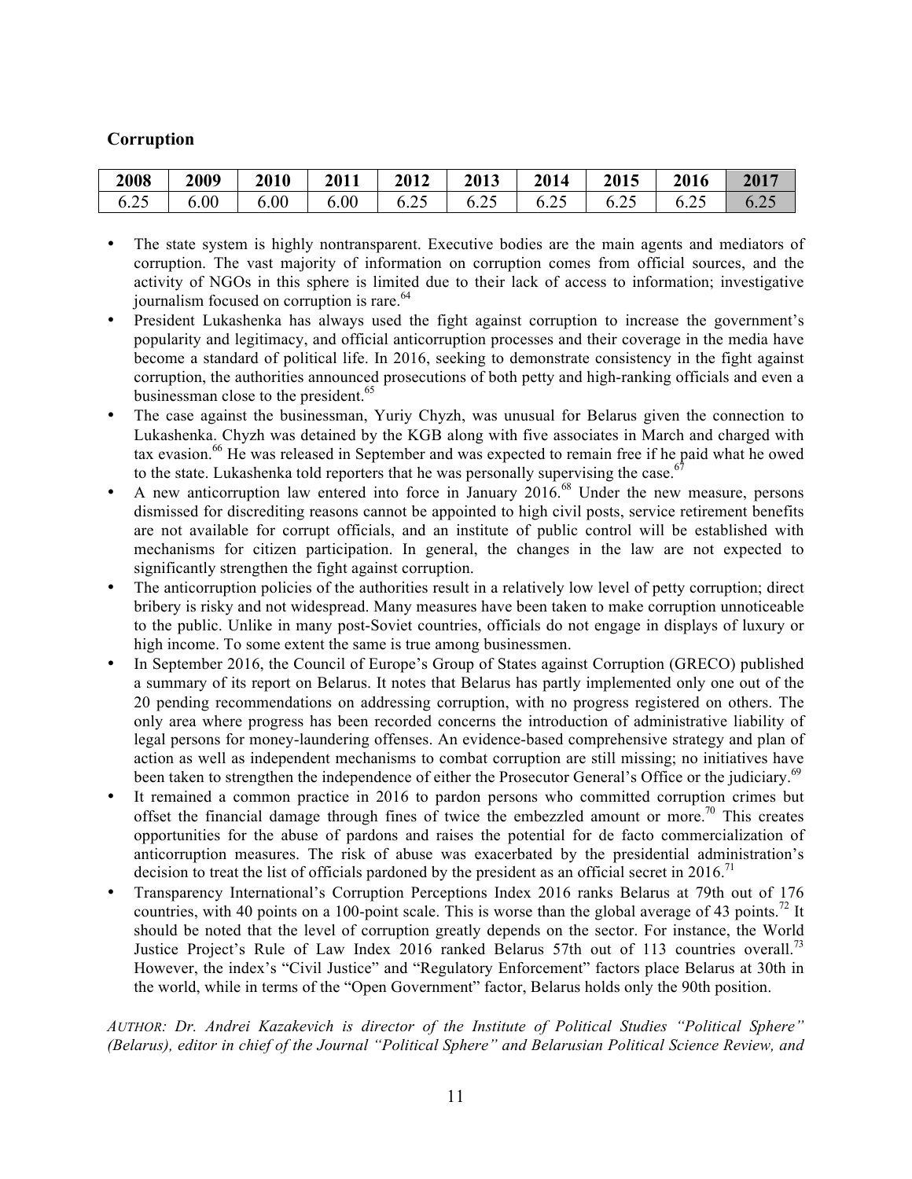### Corruption

| 2008 | 2009 | 2010 | 2011 | 2012 | 2013 | 2014 | 2015 | 2016 | 2017 |
|---|---|---|---|---|---|---|---|---|---|
| 6.25 | 6.00 | 6.00 | 6.00 | 6.25 | 6.25 | 6.25 | 6.25 | 6.25 | 6.25 |

- The state system is highly nontransparent. Executive bodies are the main agents and mediators of corruption. The vast majority of information on corruption comes from official sources, and the activity of NGOs in this sphere is limited due to their lack of access to information; investigative journalism focused on corruption is rare.[64]
- President Lukashenka has always used the fight against corruption to increase the government's popularity and legitimacy, and official anticorruption processes and their coverage in the media have become a standard of political life. In 2016, seeking to demonstrate consistency in the fight against corruption, the authorities announced prosecutions of both petty and high-ranking officials and even a businessman close to the president.[65]
- The case against the businessman, Yuriy Chyzh, was unusual for Belarus given the connection to Lukashenka. Chyzh was detained by the KGB along with five associates in March and charged with tax evasion.[66] He was released in September and was expected to remain free if he paid what he owed to the state. Lukashenka told reporters that he was personally supervising the case.[67]
- A new anticorruption law entered into force in January 2016.[68] Under the new measure, persons dismissed for discrediting reasons cannot be appointed to high civil posts, service retirement benefits are not available for corrupt officials, and an institute of public control will be established with mechanisms for citizen participation. In general, the changes in the law are not expected to significantly strengthen the fight against corruption.
- The anticorruption policies of the authorities result in a relatively low level of petty corruption; direct bribery is risky and not widespread. Many measures have been taken to make corruption unnoticeable to the public. Unlike in many post-Soviet countries, officials do not engage in displays of luxury or high income. To some extent the same is true among businessmen.
- In September 2016, the Council of Europe's Group of States against Corruption (GRECO) published a summary of its report on Belarus. It notes that Belarus has partly implemented only one out of the 20 pending recommendations on addressing corruption, with no progress registered on others. The only area where progress has been recorded concerns the introduction of administrative liability of legal persons for money-laundering offenses. An evidence-based comprehensive strategy and plan of action as well as independent mechanisms to combat corruption are still missing; no initiatives have been taken to strengthen the independence of either the Prosecutor General's Office or the judiciary.[69]
- It remained a common practice in 2016 to pardon persons who committed corruption crimes but offset the financial damage through fines of twice the embezzled amount or more.[70] This creates opportunities for the abuse of pardons and raises the potential for de facto commercialization of anticorruption measures. The risk of abuse was exacerbated by the presidential administration's decision to treat the list of officials pardoned by the president as an official secret in 2016.[71]
- Transparency International's Corruption Perceptions Index 2016 ranks Belarus at 79th out of 176 countries, with 40 points on a 100-point scale. This is worse than the global average of 43 points.[72] It should be noted that the level of corruption greatly depends on the sector. For instance, the World Justice Project's Rule of Law Index 2016 ranked Belarus 57th out of 113 countries overall.[73] However, the index's "Civil Justice" and "Regulatory Enforcement" factors place Belarus at 30th in the world, while in terms of the "Open Government" factor, Belarus holds only the 90th position.

*AUTHOR: Dr. Andrei Kazakevich is director of the Institute of Political Studies "Political Sphere" (Belarus), editor in chief of the Journal "Political Sphere" and Belarusian Political Science Review, and*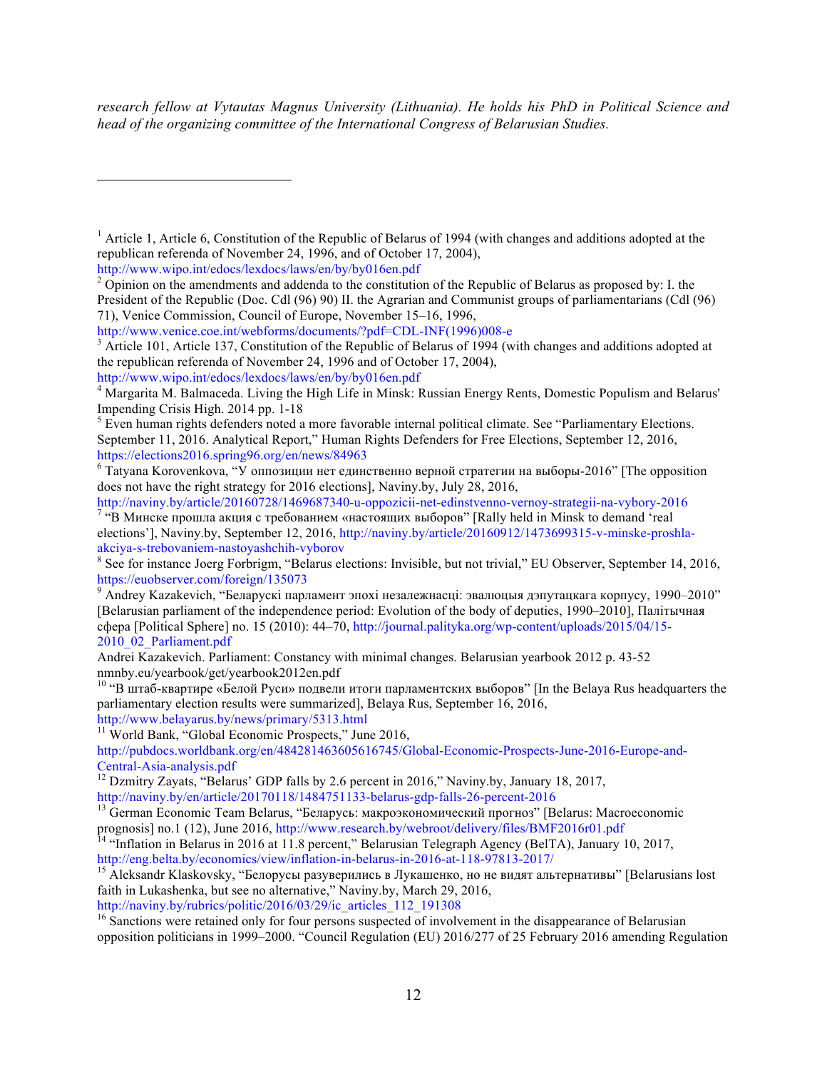*research fellow at Vytautas Magnus University (Lithuania). He holds his PhD in Political Science and head of the organizing committee of the International Congress of Belarusian Studies.*

---

[1] Article 1, Article 6, Constitution of the Republic of Belarus of 1994 (with changes and additions adopted at the republican referenda of November 24, 1996, and of October 17, 2004), http://www.wipo.int/edocs/lexdocs/laws/en/by/by016en.pdf

[2] Opinion on the amendments and addenda to the constitution of the Republic of Belarus as proposed by: I. the President of the Republic (Doc. Cdl (96) 90) II. the Agrarian and Communist groups of parliamentarians (Cdl (96) 71), Venice Commission, Council of Europe, November 15–16, 1996, http://www.venice.coe.int/webforms/documents/?pdf=CDL-INF(1996)008-e

[3] Article 101, Article 137, Constitution of the Republic of Belarus of 1994 (with changes and additions adopted at the republican referenda of November 24, 1996 and of October 17, 2004), http://www.wipo.int/edocs/lexdocs/laws/en/by/by016en.pdf

[4] Margarita M. Balmaceda. Living the High Life in Minsk: Russian Energy Rents, Domestic Populism and Belarus' Impending Crisis High. 2014 pp. 1-18

[5] Even human rights defenders noted a more favorable internal political climate. See "Parliamentary Elections. September 11, 2016. Analytical Report," Human Rights Defenders for Free Elections, September 12, 2016, https://elections2016.spring96.org/en/news/84963

[6] Tatyana Korovenkova, "У оппозиции нет единственно верной стратегии на выборы-2016" [The opposition does not have the right strategy for 2016 elections], Naviny.by, July 28, 2016, http://naviny.by/article/20160728/1469687340-u-oppozicii-net-edinstvenno-vernoy-strategii-na-vybory-2016

[7] "В Минске прошла акция с требованием «настоящих выборов" [Rally held in Minsk to demand 'real elections'], Naviny.by, September 12, 2016, http://naviny.by/article/20160912/1473699315-v-minske-proshla-akciya-s-trebovaniem-nastoyashchih-vyborov

[8] See for instance Joerg Forbrigm, "Belarus elections: Invisible, but not trivial," EU Observer, September 14, 2016, https://euobserver.com/foreign/135073

[9] Andrey Kazakevich, "Беларускі парламент эпохі незалежнасці: эвалюцыя дэпутацкага корпусу, 1990–2010" [Belarusian parliament of the independence period: Evolution of the body of deputies, 1990–2010], Палітычная сфера [Political Sphere] no. 15 (2010): 44–70, http://journal.palityka.org/wp-content/uploads/2015/04/15-2010_02_Parliament.pdf
Andrei Kazakevich. Parliament: Constancy with minimal changes. Belarusian yearbook 2012 p. 43-52 nmnby.eu/yearbook/get/yearbook2012en.pdf

[10] "В штаб-квартире «Белой Руси» подвели итоги парламентских выборов" [In the Belaya Rus headquarters the parliamentary election results were summarized], Belaya Rus, September 16, 2016, http://www.belayarus.by/news/primary/5313.html

[11] World Bank, "Global Economic Prospects," June 2016, http://pubdocs.worldbank.org/en/484281463605616745/Global-Economic-Prospects-June-2016-Europe-and-Central-Asia-analysis.pdf

[12] Dzmitry Zayats, "Belarus' GDP falls by 2.6 percent in 2016," Naviny.by, January 18, 2017, http://naviny.by/en/article/20170118/1484751133-belarus-gdp-falls-26-percent-2016

[13] German Economic Team Belarus, "Беларусь: макроэкономический прогноз" [Belarus: Macroeconomic prognosis] no.1 (12), June 2016, http://www.research.by/webroot/delivery/files/BMF2016r01.pdf

[14] "Inflation in Belarus in 2016 at 11.8 percent," Belarusian Telegraph Agency (BelTA), January 10, 2017, http://eng.belta.by/economics/view/inflation-in-belarus-in-2016-at-118-97813-2017/

[15] Aleksandr Klaskovsky, "Белорусы разуверились в Лукашенко, но не видят альтернативы" [Belarusians lost faith in Lukashenka, but see no alternative," Naviny.by, March 29, 2016, http://naviny.by/rubrics/politic/2016/03/29/ic_articles_112_191308

[16] Sanctions were retained only for four persons suspected of involvement in the disappearance of Belarusian opposition politicians in 1999–2000. "Council Regulation (EU) 2016/277 of 25 February 2016 amending Regulation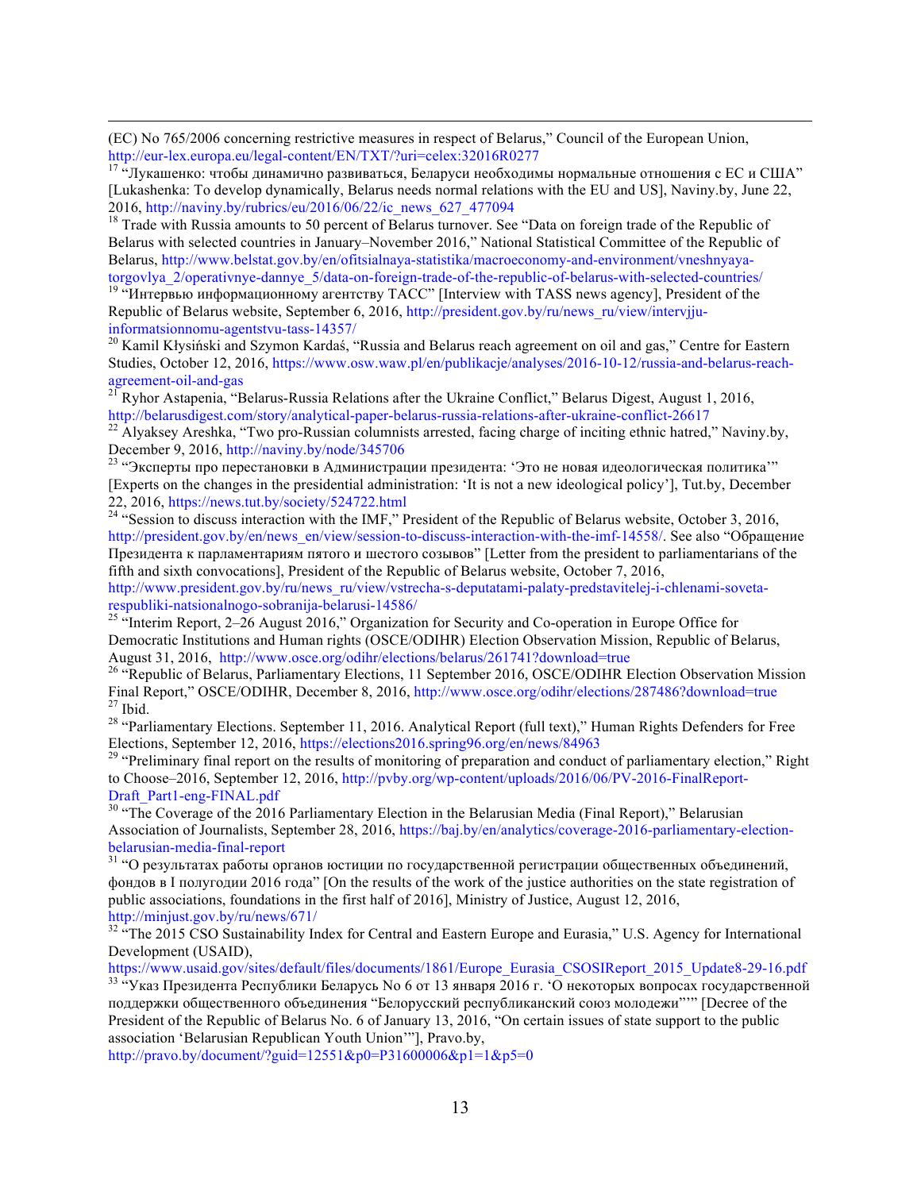(EC) No 765/2006 concerning restrictive measures in respect of Belarus," Council of the European Union, http://eur-lex.europa.eu/legal-content/EN/TXT/?uri=celex:32016R0277

[17] "Лукашенко: чтобы динамично развиваться, Беларуси необходимы нормальные отношения с ЕС и США" [Lukashenka: To develop dynamically, Belarus needs normal relations with the EU and US], Naviny.by, June 22, 2016, http://naviny.by/rubrics/eu/2016/06/22/ic_news_627_477094

[18] Trade with Russia amounts to 50 percent of Belarus turnover. See "Data on foreign trade of the Republic of Belarus with selected countries in January–November 2016," National Statistical Committee of the Republic of Belarus, http://www.belstat.gov.by/en/ofitsialnaya-statistika/macroeconomy-and-environment/vneshnyaya-torgovlya_2/operativnye-dannye_5/data-on-foreign-trade-of-the-republic-of-belarus-with-selected-countries/

[19] "Интервью информационному агентству ТАСС" [Interview with TASS news agency], President of the Republic of Belarus website, September 6, 2016, http://president.gov.by/ru/news_ru/view/intervjju-informatsionnomu-agentstvu-tass-14357/

[20] Kamil Kłysiński and Szymon Kardaś, "Russia and Belarus reach agreement on oil and gas," Centre for Eastern Studies, October 12, 2016, https://www.osw.waw.pl/en/publikacje/analyses/2016-10-12/russia-and-belarus-reach-agreement-oil-and-gas

[21] Ryhor Astapenia, "Belarus-Russia Relations after the Ukraine Conflict," Belarus Digest, August 1, 2016, http://belarusdigest.com/story/analytical-paper-belarus-russia-relations-after-ukraine-conflict-26617

[22] Alyaksey Areshka, "Two pro-Russian columnists arrested, facing charge of inciting ethnic hatred," Naviny.by, December 9, 2016, http://naviny.by/node/345706

[23] "Эксперты про перестановки в Администрации президента: 'Это не новая идеологическая политика'" [Experts on the changes in the presidential administration: 'It is not a new ideological policy'], Tut.by, December 22, 2016, https://news.tut.by/society/524722.html

[24] "Session to discuss interaction with the IMF," President of the Republic of Belarus website, October 3, 2016, http://president.gov.by/en/news_en/view/session-to-discuss-interaction-with-the-imf-14558/. See also "Обращение Президента к парламентариям пятого и шестого созывов" [Letter from the president to parliamentarians of the fifth and sixth convocations], President of the Republic of Belarus website, October 7, 2016, http://www.president.gov.by/ru/news_ru/view/vstrecha-s-deputatami-palaty-predstavitelej-i-chlenami-soveta-respubliki-natsionalnogo-sobranija-belarusi-14586/

[25] "Interim Report, 2–26 August 2016," Organization for Security and Co-operation in Europe Office for Democratic Institutions and Human rights (OSCE/ODIHR) Election Observation Mission, Republic of Belarus, August 31, 2016, http://www.osce.org/odihr/elections/belarus/261741?download=true

[26] "Republic of Belarus, Parliamentary Elections, 11 September 2016, OSCE/ODIHR Election Observation Mission Final Report," OSCE/ODIHR, December 8, 2016, http://www.osce.org/odihr/elections/287486?download=true

[27] Ibid.

[28] "Parliamentary Elections. September 11, 2016. Analytical Report (full text)," Human Rights Defenders for Free Elections, September 12, 2016, https://elections2016.spring96.org/en/news/84963

[29] "Preliminary final report on the results of monitoring of preparation and conduct of parliamentary election," Right to Choose–2016, September 12, 2016, http://pvby.org/wp-content/uploads/2016/06/PV-2016-FinalReport-Draft_Part1-eng-FINAL.pdf

[30] "The Coverage of the 2016 Parliamentary Election in the Belarusian Media (Final Report)," Belarusian Association of Journalists, September 28, 2016, https://baj.by/en/analytics/coverage-2016-parliamentary-election-belarusian-media-final-report

[31] "О результатах работы органов юстиции по государственной регистрации общественных объединений, фондов в I полугодии 2016 года" [On the results of the work of the justice authorities on the state registration of public associations, foundations in the first half of 2016], Ministry of Justice, August 12, 2016, http://minjust.gov.by/ru/news/671/

[32] "The 2015 CSO Sustainability Index for Central and Eastern Europe and Eurasia," U.S. Agency for International Development (USAID), https://www.usaid.gov/sites/default/files/documents/1861/Europe_Eurasia_CSOSIReport_2015_Update8-29-16.pdf

[33] "Указ Президента Республики Беларусь No 6 от 13 января 2016 г. 'О некоторых вопросах государственной поддержки общественного объединения "Белорусский республиканский союз молодежи"'" [Decree of the President of the Republic of Belarus No. 6 of January 13, 2016, "On certain issues of state support to the public association 'Belarusian Republican Youth Union'"], Pravo.by, http://pravo.by/document/?guid=12551&p0=P31600006&p1=1&p5=0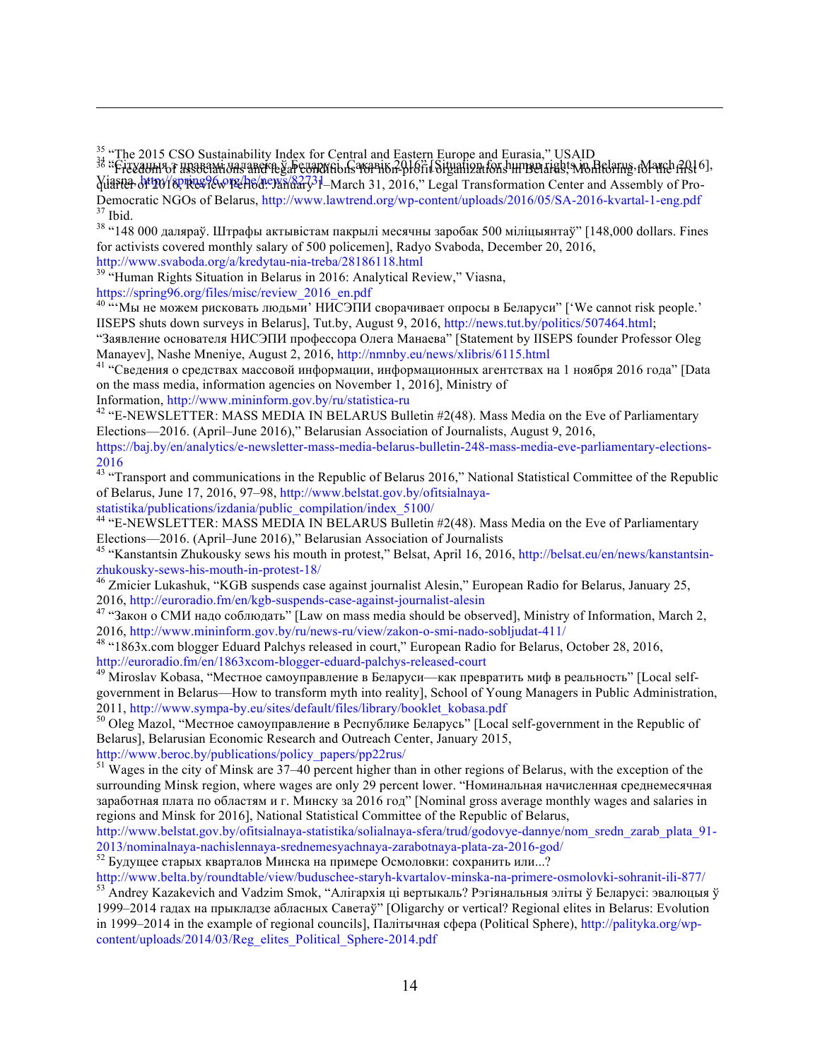[34] "Сітуацыя з правамі чалавека ў Беларусі. Сакавік 2016" [Situation for human rights in Belarus. March 2016], Viasna, http://spring96.org/be/news/82731

[35] "The 2015 CSO Sustainability Index for Central and Eastern Europe and Eurasia," USAID

[36] "Freedom of associations and legal conditions for non-profit organizations in Belarus, Monitoring for the first quarter of 2016, Review Period: January 1–March 31, 2016," Legal Transformation Center and Assembly of Pro-Democratic NGOs of Belarus, http://www.lawtrend.org/wp-content/uploads/2016/05/SA-2016-kvartal-1-eng.pdf

[37] Ibid.

[38] "148 000 далярaў. Штрафы актывістам пакрылі месячны заробак 500 міліцыянтаў" [148,000 dollars. Fines for activists covered monthly salary of 500 policemen], Radyo Svaboda, December 20, 2016, http://www.svaboda.org/a/kredytau-nia-treba/28186118.html

[39] "Human Rights Situation in Belarus in 2016: Analytical Review," Viasna, https://spring96.org/files/misc/review_2016_en.pdf

[40] "'Мы не можем рисковать людьми' НИСЭПИ сворачивает опросы в Беларуси" ['We cannot risk people.' IISEPS shuts down surveys in Belarus], Tut.by, August 9, 2016, http://news.tut.by/politics/507464.html; "Заявление основателя НИСЭПИ профессора Олега Манаева" [Statement by IISEPS founder Professor Oleg Manayev], Nashe Mneniye, August 2, 2016, http://nmnby.eu/news/xlibris/6115.html

[41] "Сведения о средствах массовой информации, информационных агентствах на 1 ноября 2016 года" [Data on the mass media, information agencies on November 1, 2016], Ministry of Information, http://www.mininform.gov.by/ru/statistica-ru

[42] "E-NEWSLETTER: MASS MEDIA IN BELARUS Bulletin #2(48). Mass Media on the Eve of Parliamentary Elections—2016. (April–June 2016)," Belarusian Association of Journalists, August 9, 2016, https://baj.by/en/analytics/e-newsletter-mass-media-belarus-bulletin-248-mass-media-eve-parliamentary-elections-2016

[43] "Transport and communications in the Republic of Belarus 2016," National Statistical Committee of the Republic of Belarus, June 17, 2016, 97–98, http://www.belstat.gov.by/ofitsialnaya-statistika/publications/izdania/public_compilation/index_5100/

[44] "E-NEWSLETTER: MASS MEDIA IN BELARUS Bulletin #2(48). Mass Media on the Eve of Parliamentary Elections—2016. (April–June 2016)," Belarusian Association of Journalists

[45] "Kanstantsin Zhukousky sews his mouth in protest," Belsat, April 16, 2016, http://belsat.eu/en/news/kanstantsin-zhukousky-sews-his-mouth-in-protest-18/

[46] Zmicier Lukashuk, "KGB suspends case against journalist Alesin," European Radio for Belarus, January 25, 2016, http://euroradio.fm/en/kgb-suspends-case-against-journalist-alesin

[47] "Закон о СМИ надо соблюдать" [Law on mass media should be observed], Ministry of Information, March 2, 2016, http://www.mininform.gov.by/ru/news-ru/view/zakon-o-smi-nado-sobljudat-411/

[48] "1863x.com blogger Eduard Palchys released in court," European Radio for Belarus, October 28, 2016, http://euroradio.fm/en/1863xcom-blogger-eduard-palchys-released-court

[49] Miroslav Kobasa, "Местное самоуправление в Беларуси—как превратить миф в реальность" [Local self-government in Belarus—How to transform myth into reality], School of Young Managers in Public Administration, 2011, http://www.sympa-by.eu/sites/default/files/library/booklet_kobasa.pdf

[50] Oleg Mazol, "Местное самоуправление в Республике Беларусь" [Local self-government in the Republic of Belarus], Belarusian Economic Research and Outreach Center, January 2015, http://www.beroc.by/publications/policy_papers/pp22rus/

[51] Wages in the city of Minsk are 37–40 percent higher than in other regions of Belarus, with the exception of the surrounding Minsk region, where wages are only 29 percent lower. "Номинальная начисленная среднемесячная заработная плата по областям и г. Минску за 2016 год" [Nominal gross average monthly wages and salaries in regions and Minsk for 2016], National Statistical Committee of the Republic of Belarus, http://www.belstat.gov.by/ofitsialnaya-statistika/solialnaya-sfera/trud/godovye-dannye/nom_sredn_zarab_plata_91-2013/nominalnaya-nachislennaya-srednemesyachnaya-zarabotnaya-plata-za-2016-god/

[52] Будущее старых кварталов Минска на примере Осмоловки: сохранить или...? http://www.belta.by/roundtable/view/buduschee-staryh-kvartalov-minska-na-primere-osmolovki-sohranit-ili-877/

[53] Andrey Kazakevich and Vadzim Smok, "Алігархія ці вертыкаль? Рэгіянальныя эліты ў Беларусі: эвалюцыя ў 1999–2014 гадах на прыкладзе абласных Саветаў" [Oligarchy or vertical? Regional elites in Belarus: Evolution in 1999–2014 in the example of regional councils], Палітычная сфера (Political Sphere), http://palityka.org/wp-content/uploads/2014/03/Reg_elites_Political_Sphere-2014.pdf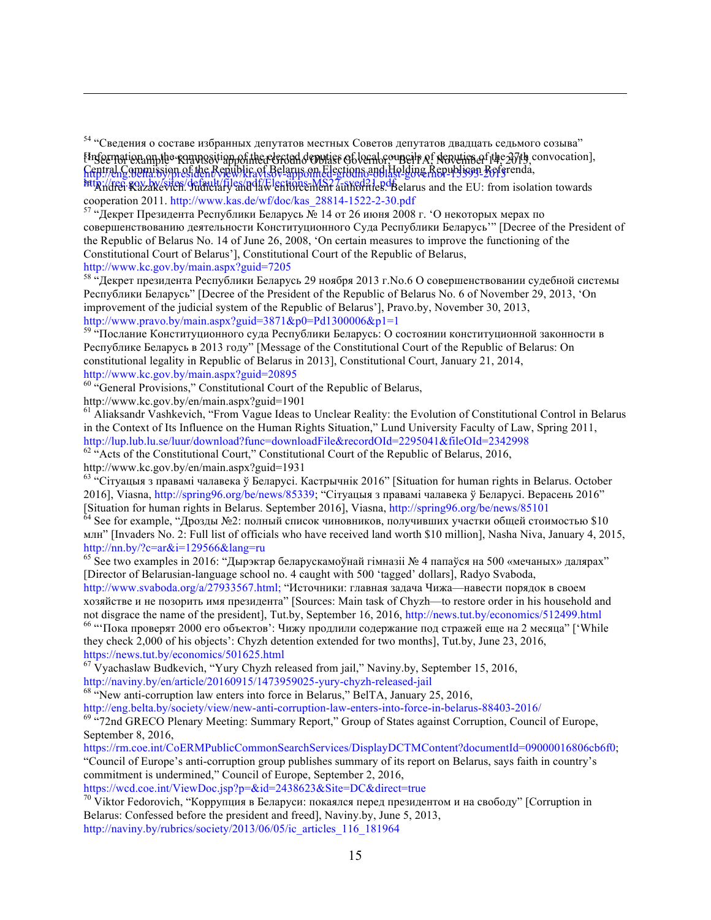[54] "Сведения о составе избранных депутатов местных Советов депутатов двадцать седьмого созыва" [Information on the composition of the elected deputies of local councils of deputies of the 27th convocation], Central Commission of the Republic of Belarus on Elections and Holding Republican Referenda, http://rec.gov.by/sites/default/files/pdf/Elections-MS27-sved21.pdf

[55] See for example "Kravtsov appointed Grodno Oblast Governor," BelTA, November 14, 2015, http://eng.belta.by/president/view/kravtsov-appointed-grodno-oblast-governor-15593-2015

[56] Andrei Kazakevich. Judiciary and law enforcement authorities. Belarus and the EU: from isolation towards cooperation 2011. http://www.kas.de/wf/doc/kas_28814-1522-2-30.pdf

[57] "Декрет Президента Республики Беларусь № 14 от 26 июня 2008 г. 'О некоторых мерах по совершенствованию деятельности Конституционного Суда Республики Беларусь'" [Decree of the President of the Republic of Belarus No. 14 of June 26, 2008, 'On certain measures to improve the functioning of the Constitutional Court of Belarus'], Constitutional Court of the Republic of Belarus, http://www.kc.gov.by/main.aspx?guid=7205

[58] "Декрет президента Республики Беларусь 29 ноября 2013 г.No.6 О совершенствовании судебной системы Республики Беларусь" [Decree of the President of the Republic of Belarus No. 6 of November 29, 2013, 'On improvement of the judicial system of the Republic of Belarus'], Pravo.by, November 30, 2013, http://www.pravo.by/main.aspx?guid=3871&p0=Pd1300006&p1=1

[59] "Послание Конституционного суда Республики Беларусь: О состоянии конституционной законности в Республике Беларусь в 2013 году" [Message of the Constitutional Court of the Republic of Belarus: On constitutional legality in Republic of Belarus in 2013], Constitutional Court, January 21, 2014, http://www.kc.gov.by/main.aspx?guid=20895

[60] "General Provisions," Constitutional Court of the Republic of Belarus, http://www.kc.gov.by/en/main.aspx?guid=1901

[61] Aliaksandr Vashkevich, "From Vague Ideas to Unclear Reality: the Evolution of Constitutional Control in Belarus in the Context of Its Influence on the Human Rights Situation," Lund University Faculty of Law, Spring 2011, http://lup.lub.lu.se/luur/download?func=downloadFile&recordOId=2295041&fileOId=2342998

[62] "Acts of the Constitutional Court," Constitutional Court of the Republic of Belarus, 2016, http://www.kc.gov.by/en/main.aspx?guid=1931

[63] "Сітуацыя з правамі чалавека ў Беларусі. Кастрычнік 2016" [Situation for human rights in Belarus. October 2016], Viasna, http://spring96.org/be/news/85339; "Сітуацыя з правамі чалавека ў Беларусі. Верасень 2016" [Situation for human rights in Belarus. September 2016], Viasna, http://spring96.org/be/news/85101

[64] See for example, "Дрозды №2: полный список чиновников, получивших участки общей стоимостью $10 млн" [Invaders No. 2: Full list of officials who have received land worth $10 million], Nasha Niva, January 4, 2015, http://nn.by/?c=ar&i=129566&lang=ru

[65] See two examples in 2016: "Дырэктар беларускамоўнай гімназіі № 4 папаўся на 500 «мечаных» далярах" [Director of Belarusian-language school no. 4 caught with 500 'tagged' dollars], Radyo Svaboda, http://www.svaboda.org/a/27933567.html; "Источники: главная задача Чижа—навести порядок в своем хозяйстве и не позорить имя президента" [Sources: Main task of Chyzh—to restore order in his household and not disgrace the name of the president], Tut.by, September 16, 2016, http://news.tut.by/economics/512499.html

[66] "'Пока проверят 2000 его объектов': Чижу продлили содержание под стражей еще на 2 месяца" ['While they check 2,000 of his objects': Chyzh detention extended for two months], Tut.by, June 23, 2016, https://news.tut.by/economics/501625.html

[67] Vyachaslaw Budkevich, "Yury Chyzh released from jail," Naviny.by, September 15, 2016, http://naviny.by/en/article/20160915/1473959025-yury-chyzh-released-jail

[68] "New anti-corruption law enters into force in Belarus," BelTA, January 25, 2016, http://eng.belta.by/society/view/new-anti-corruption-law-enters-into-force-in-belarus-88403-2016/

[69] "72nd GRECO Plenary Meeting: Summary Report," Group of States against Corruption, Council of Europe, September 8, 2016, https://rm.coe.int/CoERMPublicCommonSearchServices/DisplayDCTMContent?documentId=09000016806cb6f0; "Council of Europe's anti-corruption group publishes summary of its report on Belarus, says faith in country's commitment is undermined," Council of Europe, September 2, 2016, https://wcd.coe.int/ViewDoc.jsp?p=&id=2438623&Site=DC&direct=true

[70] Viktor Fedorovich, "Коррупция в Беларуси: покаялся перед президентом и на свободу" [Corruption in Belarus: Confessed before the president and freed], Naviny.by, June 5, 2013, http://naviny.by/rubrics/society/2013/06/05/ic_articles_116_181964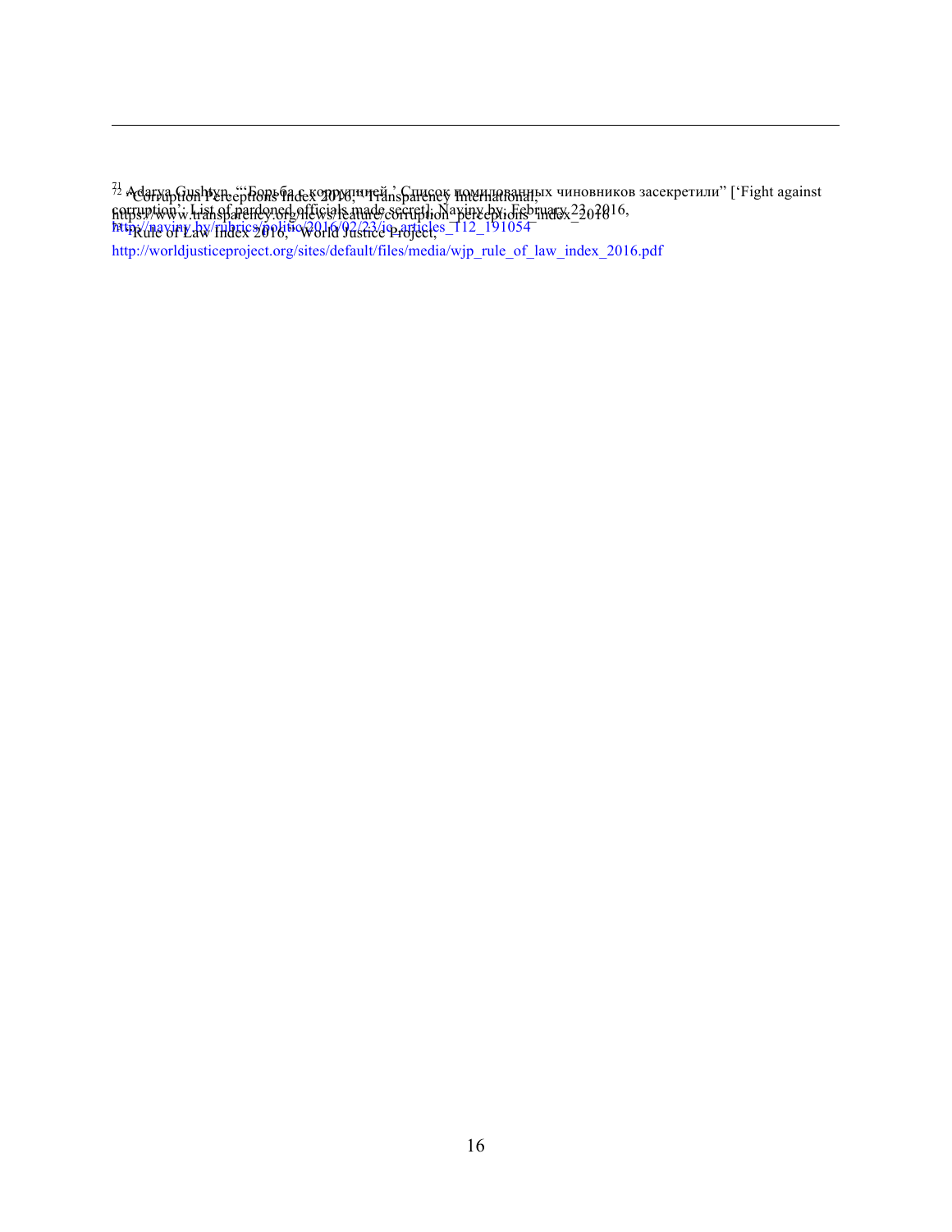[71] Adarya Gushtyn, "'Борьба с коррупцией.' Список помилованных чиновников засекретили" ['Fight against corruption'. List of pardoned officials made secret], Naviny.by, February 23, 2016, http://naviny.by/rubrics/politic/2016/02/23/ic_articles_112_191054

[72] "Corruption Perceptions Index 2016," Transparency International, https://www.transparency.org/news/feature/corruption_perceptions_index_2016

[73] "Rule of Law Index 2016," World Justice Project, http://worldjusticeproject.org/sites/default/files/media/wjp_rule_of_law_index_2016.pdf